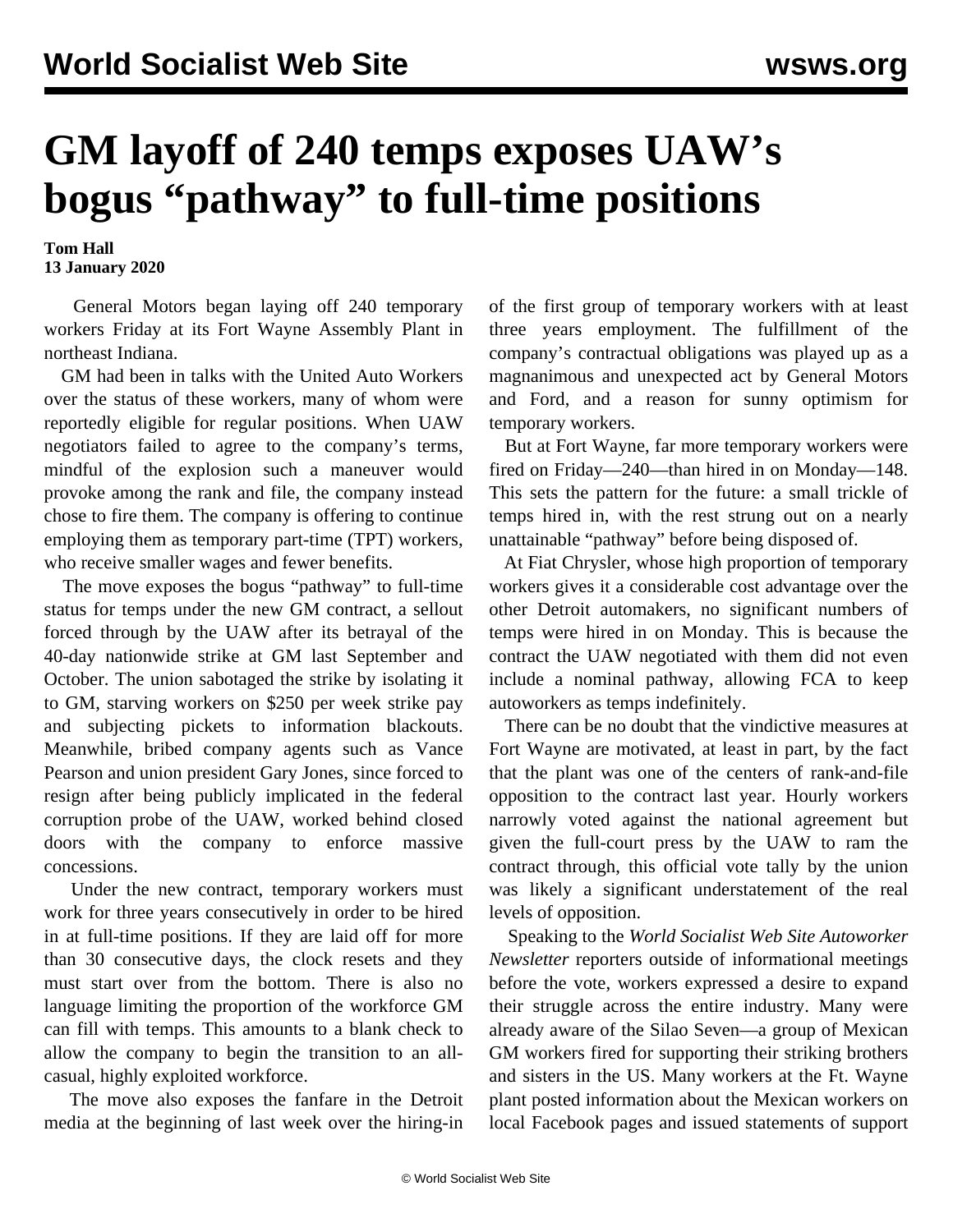# GM layoff of 240 temps exposes UAW's bogus "pathway" to full-time positions

**Tom Hall**
**13 January 2020**

General Motors began laying off 240 temporary workers Friday at its Fort Wayne Assembly Plant in northeast Indiana.

GM had been in talks with the United Auto Workers over the status of these workers, many of whom were reportedly eligible for regular positions. When UAW negotiators failed to agree to the company's terms, mindful of the explosion such a maneuver would provoke among the rank and file, the company instead chose to fire them. The company is offering to continue employing them as temporary part-time (TPT) workers, who receive smaller wages and fewer benefits.

The move exposes the bogus "pathway" to full-time status for temps under the new GM contract, a sellout forced through by the UAW after its betrayal of the 40-day nationwide strike at GM last September and October. The union sabotaged the strike by isolating it to GM, starving workers on $250 per week strike pay and subjecting pickets to information blackouts. Meanwhile, bribed company agents such as Vance Pearson and union president Gary Jones, since forced to resign after being publicly implicated in the federal corruption probe of the UAW, worked behind closed doors with the company to enforce massive concessions.

Under the new contract, temporary workers must work for three years consecutively in order to be hired in at full-time positions. If they are laid off for more than 30 consecutive days, the clock resets and they must start over from the bottom. There is also no language limiting the proportion of the workforce GM can fill with temps. This amounts to a blank check to allow the company to begin the transition to an all-casual, highly exploited workforce.

The move also exposes the fanfare in the Detroit media at the beginning of last week over the hiring-in of the first group of temporary workers with at least three years employment. The fulfillment of the company's contractual obligations was played up as a magnanimous and unexpected act by General Motors and Ford, and a reason for sunny optimism for temporary workers.

But at Fort Wayne, far more temporary workers were fired on Friday—240—than hired in on Monday—148. This sets the pattern for the future: a small trickle of temps hired in, with the rest strung out on a nearly unattainable "pathway" before being disposed of.

At Fiat Chrysler, whose high proportion of temporary workers gives it a considerable cost advantage over the other Detroit automakers, no significant numbers of temps were hired in on Monday. This is because the contract the UAW negotiated with them did not even include a nominal pathway, allowing FCA to keep autoworkers as temps indefinitely.

There can be no doubt that the vindictive measures at Fort Wayne are motivated, at least in part, by the fact that the plant was one of the centers of rank-and-file opposition to the contract last year. Hourly workers narrowly voted against the national agreement but given the full-court press by the UAW to ram the contract through, this official vote tally by the union was likely a significant understatement of the real levels of opposition.

Speaking to the *World Socialist Web Site Autoworker Newsletter* reporters outside of informational meetings before the vote, workers expressed a desire to expand their struggle across the entire industry. Many were already aware of the Silao Seven—a group of Mexican GM workers fired for supporting their striking brothers and sisters in the US. Many workers at the Ft. Wayne plant posted information about the Mexican workers on local Facebook pages and issued statements of support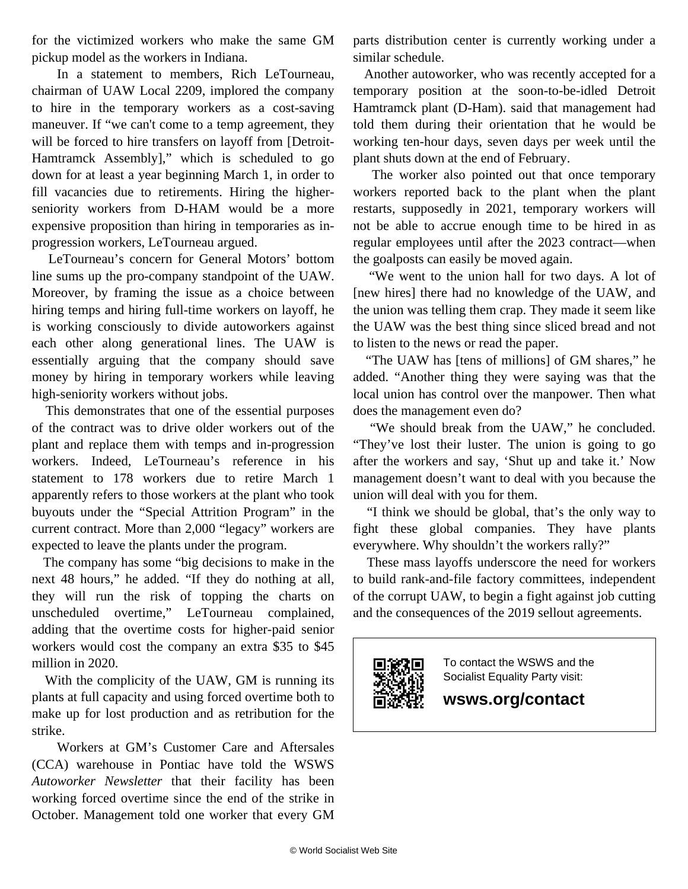for the victimized workers who make the same GM pickup model as the workers in Indiana.

In a statement to members, Rich LeTourneau, chairman of UAW Local 2209, implored the company to hire in the temporary workers as a cost-saving maneuver. If "we can't come to a temp agreement, they will be forced to hire transfers on layoff from [Detroit-Hamtramck Assembly]," which is scheduled to go down for at least a year beginning March 1, in order to fill vacancies due to retirements. Hiring the higher-seniority workers from D-HAM would be a more expensive proposition than hiring in temporaries as in-progression workers, LeTourneau argued.

LeTourneau's concern for General Motors' bottom line sums up the pro-company standpoint of the UAW. Moreover, by framing the issue as a choice between hiring temps and hiring full-time workers on layoff, he is working consciously to divide autoworkers against each other along generational lines. The UAW is essentially arguing that the company should save money by hiring in temporary workers while leaving high-seniority workers without jobs.

This demonstrates that one of the essential purposes of the contract was to drive older workers out of the plant and replace them with temps and in-progression workers. Indeed, LeTourneau's reference in his statement to 178 workers due to retire March 1 apparently refers to those workers at the plant who took buyouts under the "Special Attrition Program" in the current contract. More than 2,000 "legacy" workers are expected to leave the plants under the program.

The company has some "big decisions to make in the next 48 hours," he added. "If they do nothing at all, they will run the risk of topping the charts on unscheduled overtime," LeTourneau complained, adding that the overtime costs for higher-paid senior workers would cost the company an extra $35 to $45 million in 2020.

With the complicity of the UAW, GM is running its plants at full capacity and using forced overtime both to make up for lost production and as retribution for the strike.

Workers at GM's Customer Care and Aftersales (CCA) warehouse in Pontiac have told the WSWS *Autoworker Newsletter* that their facility has been working forced overtime since the end of the strike in October. Management told one worker that every GM parts distribution center is currently working under a similar schedule.

Another autoworker, who was recently accepted for a temporary position at the soon-to-be-idled Detroit Hamtramck plant (D-Ham). said that management had told them during their orientation that he would be working ten-hour days, seven days per week until the plant shuts down at the end of February.

The worker also pointed out that once temporary workers reported back to the plant when the plant restarts, supposedly in 2021, temporary workers will not be able to accrue enough time to be hired in as regular employees until after the 2023 contract—when the goalposts can easily be moved again.

"We went to the union hall for two days. A lot of [new hires] there had no knowledge of the UAW, and the union was telling them crap. They made it seem like the UAW was the best thing since sliced bread and not to listen to the news or read the paper.

"The UAW has [tens of millions] of GM shares," he added. "Another thing they were saying was that the local union has control over the manpower. Then what does the management even do?

"We should break from the UAW," he concluded. "They've lost their luster. The union is going to go after the workers and say, 'Shut up and take it.' Now management doesn't want to deal with you because the union will deal with you for them.

"I think we should be global, that's the only way to fight these global companies. They have plants everywhere. Why shouldn't the workers rally?"

These mass layoffs underscore the need for workers to build rank-and-file factory committees, independent of the corrupt UAW, to begin a fight against job cutting and the consequences of the 2019 sellout agreements.

To contact the WSWS and the Socialist Equality Party visit:

**wsws.org/contact**